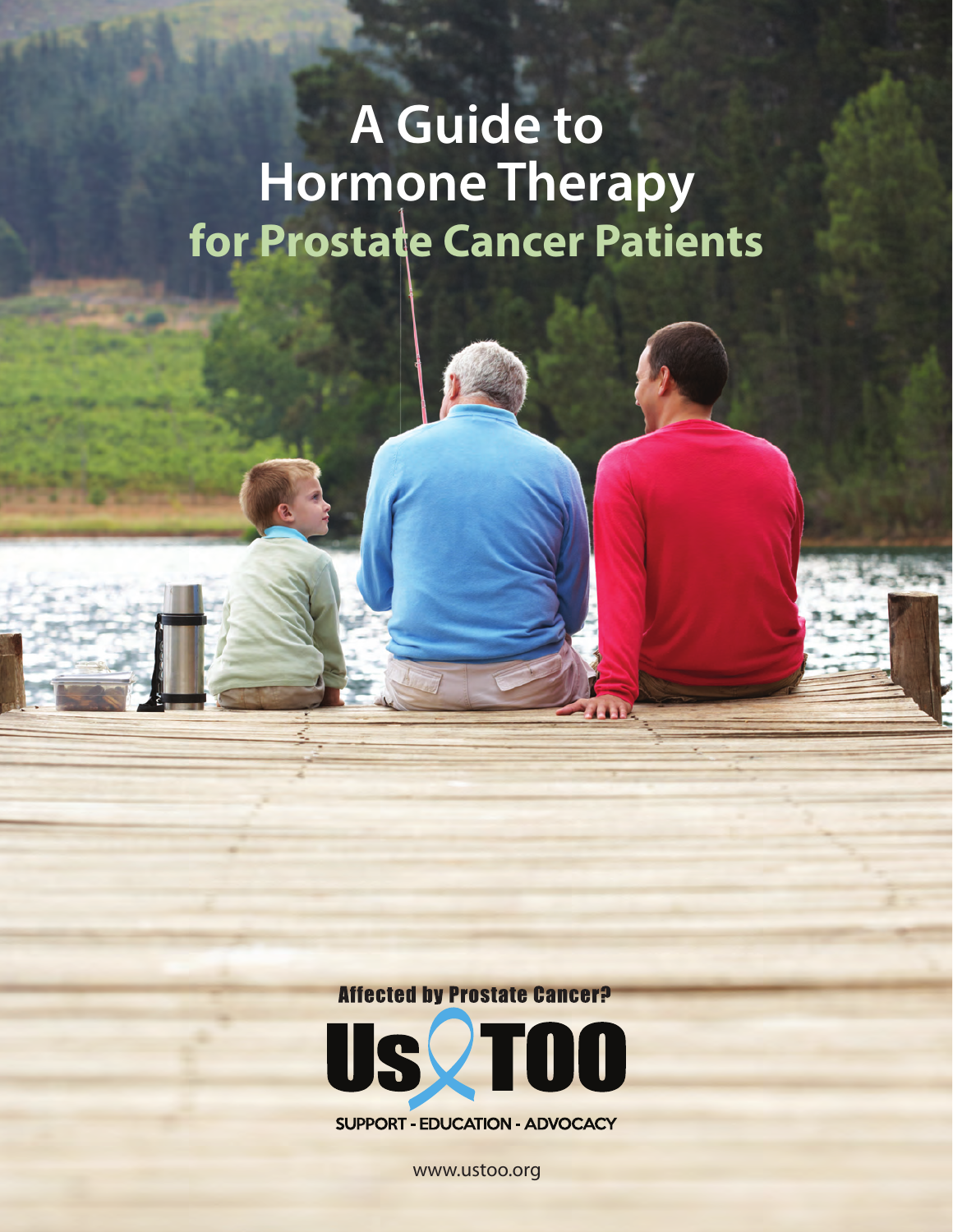# A Guide to Hormone Therapy for Prostate Cancer Patients

Affected by Prostate Cancer?

Us TOO

SUPPORT - EDUCATION - ADVOCACY

www.ustoo.org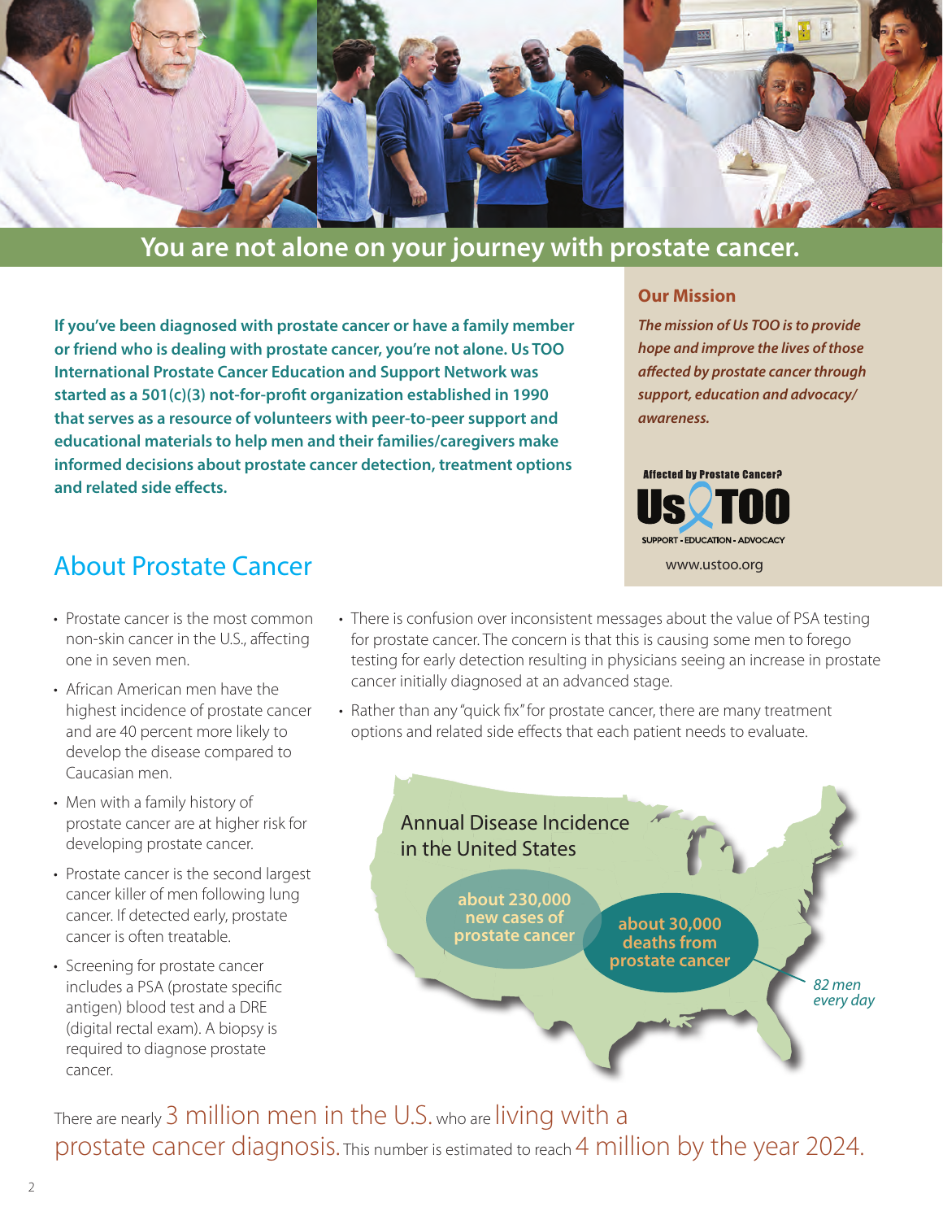## You are not alone on your journey with prostate cancer.

**If you've been diagnosed with prostate cancer or have a family member or friend who is dealing with prostate cancer, you're not alone. Us TOO International Prostate Cancer Education and Support Network was started as a 501(c)(3) not-for-profit organization established in 1990 that serves as a resource of volunteers with peer-to-peer support and educational materials to help men and their families/caregivers make informed decisions about prostate cancer detection, treatment options and related side effects.**

### Our Mission

***The mission of Us TOO is to provide hope and improve the lives of those affected by prostate cancer through support, education and advocacy/ awareness.***

Affected by Prostate Cancer?

Us TOO

SUPPORT - EDUCATION - ADVOCACY

www.ustoo.org

## About Prostate Cancer

- Prostate cancer is the most common non-skin cancer in the U.S., affecting one in seven men.
- African American men have the highest incidence of prostate cancer and are 40 percent more likely to develop the disease compared to Caucasian men.
- Men with a family history of prostate cancer are at higher risk for developing prostate cancer.
- Prostate cancer is the second largest cancer killer of men following lung cancer. If detected early, prostate cancer is often treatable.
- Screening for prostate cancer includes a PSA (prostate specific antigen) blood test and a DRE (digital rectal exam). A biopsy is required to diagnose prostate cancer.
- There is confusion over inconsistent messages about the value of PSA testing for prostate cancer. The concern is that this is causing some men to forego testing for early detection resulting in physicians seeing an increase in prostate cancer initially diagnosed at an advanced stage.
- Rather than any "quick fix" for prostate cancer, there are many treatment options and related side effects that each patient needs to evaluate.

Annual Disease Incidence in the United States

**about 230,000 new cases of prostate cancer**

**about 30,000 deaths from prostate cancer**

*82 men every day*

There are nearly 3 million men in the U.S. who are living with a prostate cancer diagnosis. This number is estimated to reach 4 million by the year 2024.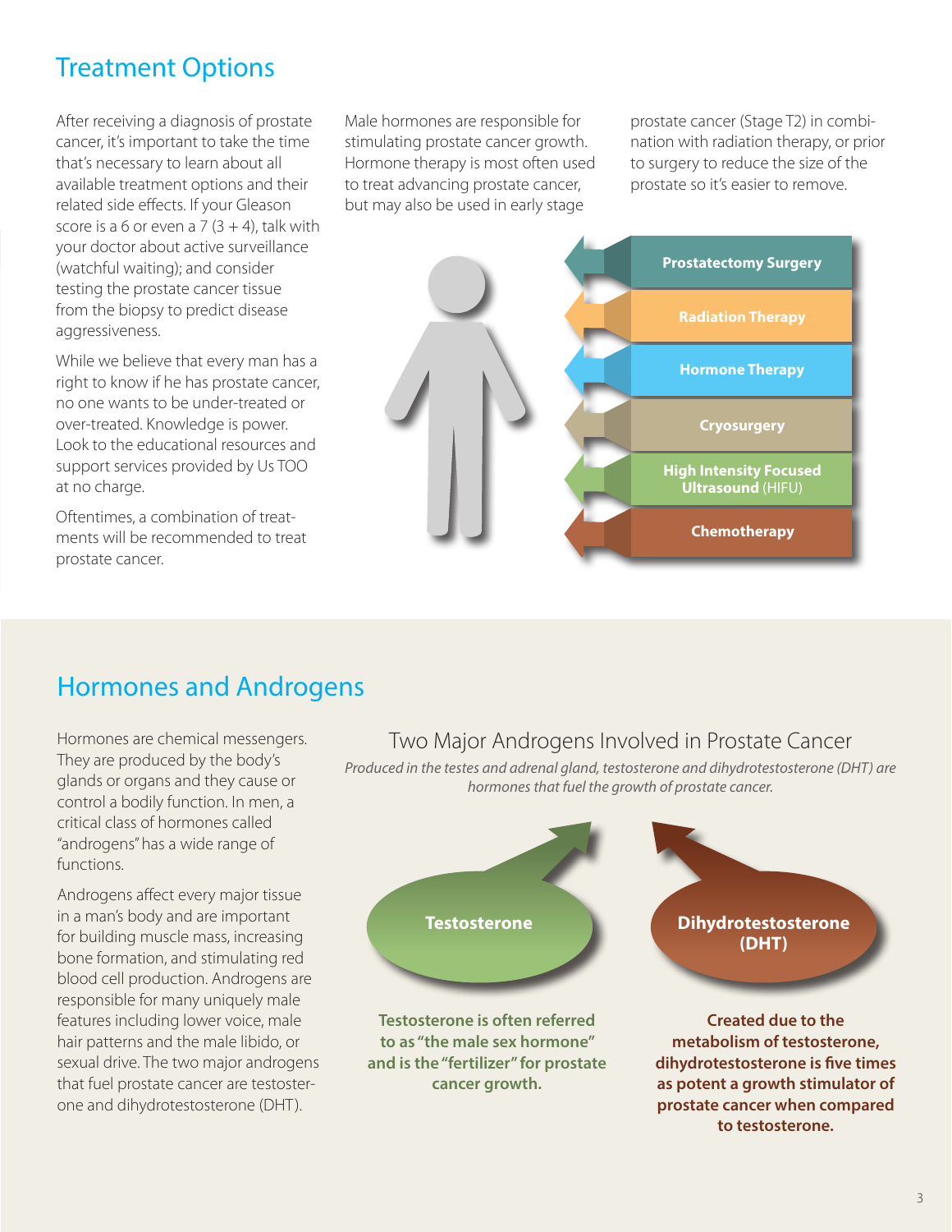## Treatment Options

After receiving a diagnosis of prostate cancer, it's important to take the time that's necessary to learn about all available treatment options and their related side effects. If your Gleason score is a 6 or even a 7 (3 + 4), talk with your doctor about active surveillance (watchful waiting); and consider testing the prostate cancer tissue from the biopsy to predict disease aggressiveness.

While we believe that every man has a right to know if he has prostate cancer, no one wants to be under-treated or over-treated. Knowledge is power. Look to the educational resources and support services provided by Us TOO at no charge.

Oftentimes, a combination of treatments will be recommended to treat prostate cancer.

Male hormones are responsible for stimulating prostate cancer growth. Hormone therapy is most often used to treat advancing prostate cancer, but may also be used in early stage prostate cancer (Stage T2) in combination with radiation therapy, or prior to surgery to reduce the size of the prostate so it's easier to remove.

- **Prostatectomy Surgery**
- **Radiation Therapy**
- **Hormone Therapy**
- **Cryosurgery**
- **High Intensity Focused Ultrasound** (HIFU)
- **Chemotherapy**

## Hormones and Androgens

Hormones are chemical messengers. They are produced by the body's glands or organs and they cause or control a bodily function. In men, a critical class of hormones called "androgens" has a wide range of functions.

Androgens affect every major tissue in a man's body and are important for building muscle mass, increasing bone formation, and stimulating red blood cell production. Androgens are responsible for many uniquely male features including lower voice, male hair patterns and the male libido, or sexual drive. The two major androgens that fuel prostate cancer are testosterone and dihydrotestosterone (DHT).

### Two Major Androgens Involved in Prostate Cancer

*Produced in the testes and adrenal gland, testosterone and dihydrotestosterone (DHT) are hormones that fuel the growth of prostate cancer.*

**Testosterone**

**Testosterone is often referred to as "the male sex hormone" and is the "fertilizer" for prostate cancer growth.**

**Dihydrotestosterone (DHT)**

**Created due to the metabolism of testosterone, dihydrotestosterone is five times as potent a growth stimulator of prostate cancer when compared to testosterone.**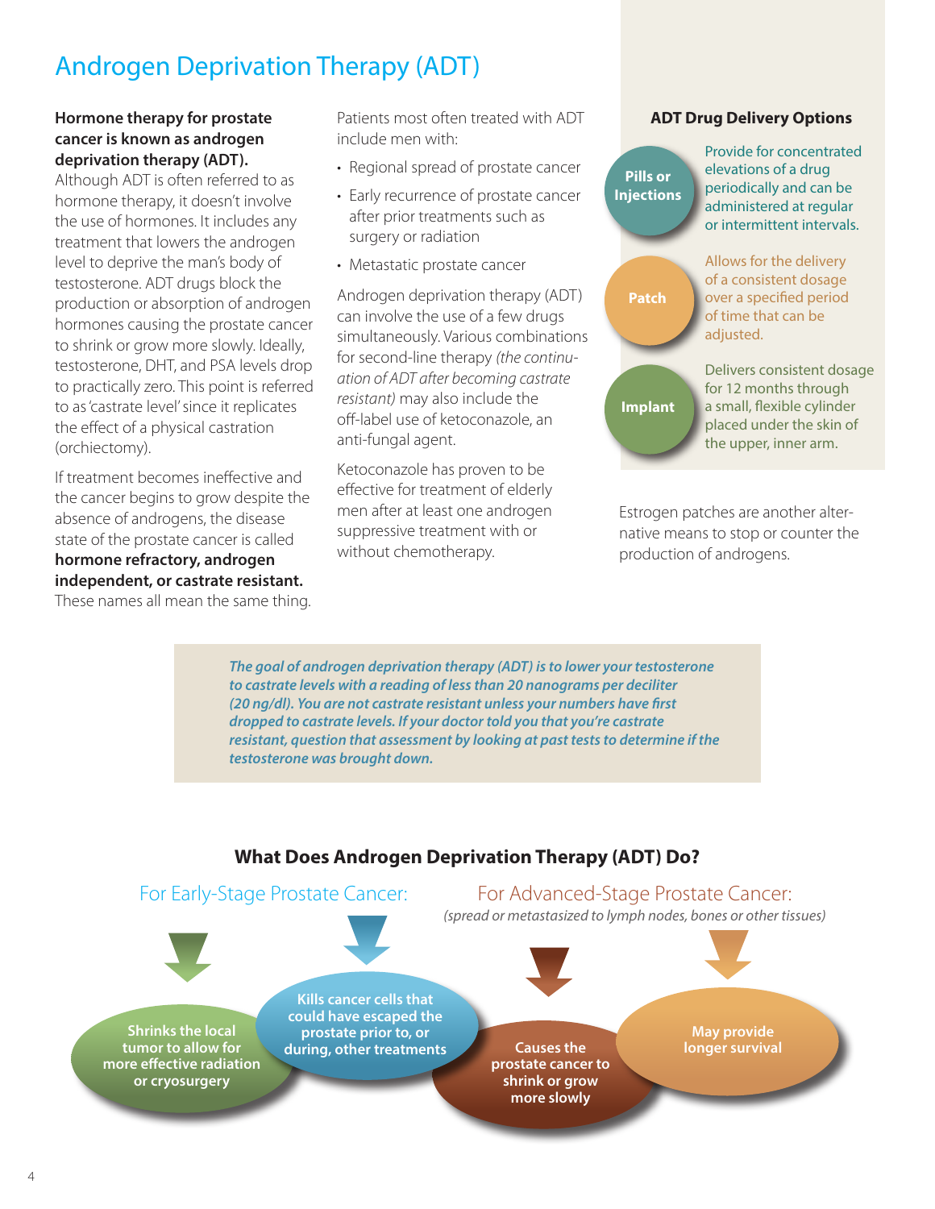# Androgen Deprivation Therapy (ADT)

**Hormone therapy for prostate cancer is known as androgen deprivation therapy (ADT).** Although ADT is often referred to as hormone therapy, it doesn't involve the use of hormones. It includes any treatment that lowers the androgen level to deprive the man's body of testosterone. ADT drugs block the production or absorption of androgen hormones causing the prostate cancer to shrink or grow more slowly. Ideally, testosterone, DHT, and PSA levels drop to practically zero. This point is referred to as 'castrate level' since it replicates the effect of a physical castration (orchiectomy).

If treatment becomes ineffective and the cancer begins to grow despite the absence of androgens, the disease state of the prostate cancer is called **hormone refractory, androgen independent, or castrate resistant.** These names all mean the same thing.

Patients most often treated with ADT include men with:

- Regional spread of prostate cancer
- Early recurrence of prostate cancer after prior treatments such as surgery or radiation
- Metastatic prostate cancer

Androgen deprivation therapy (ADT) can involve the use of a few drugs simultaneously. Various combinations for second-line therapy *(the continuation of ADT after becoming castrate resistant)* may also include the off-label use of ketoconazole, an anti-fungal agent.

Ketoconazole has proven to be effective for treatment of elderly men after at least one androgen suppressive treatment with or without chemotherapy.

### ADT Drug Delivery Options

**Pills or Injections:** Provide for concentrated elevations of a drug periodically and can be administered at regular or intermittent intervals.

**Patch:** Allows for the delivery of a consistent dosage over a specified period of time that can be adjusted.

**Implant:** Delivers consistent dosage for 12 months through a small, flexible cylinder placed under the skin of the upper, inner arm.

Estrogen patches are another alternative means to stop or counter the production of androgens.

***The goal of androgen deprivation therapy (ADT) is to lower your testosterone to castrate levels with a reading of less than 20 nanograms per deciliter (20 ng/dl). You are not castrate resistant unless your numbers have first dropped to castrate levels. If your doctor told you that you're castrate resistant, question that assessment by looking at past tests to determine if the testosterone was brought down.***

## What Does Androgen Deprivation Therapy (ADT) Do?

### For Early-Stage Prostate Cancer:

- Shrinks the local tumor to allow for more effective radiation or cryosurgery
- Kills cancer cells that could have escaped the prostate prior to, or during, other treatments

### For Advanced-Stage Prostate Cancer:

*(spread or metastasized to lymph nodes, bones or other tissues)*

- Causes the prostate cancer to shrink or grow more slowly
- May provide longer survival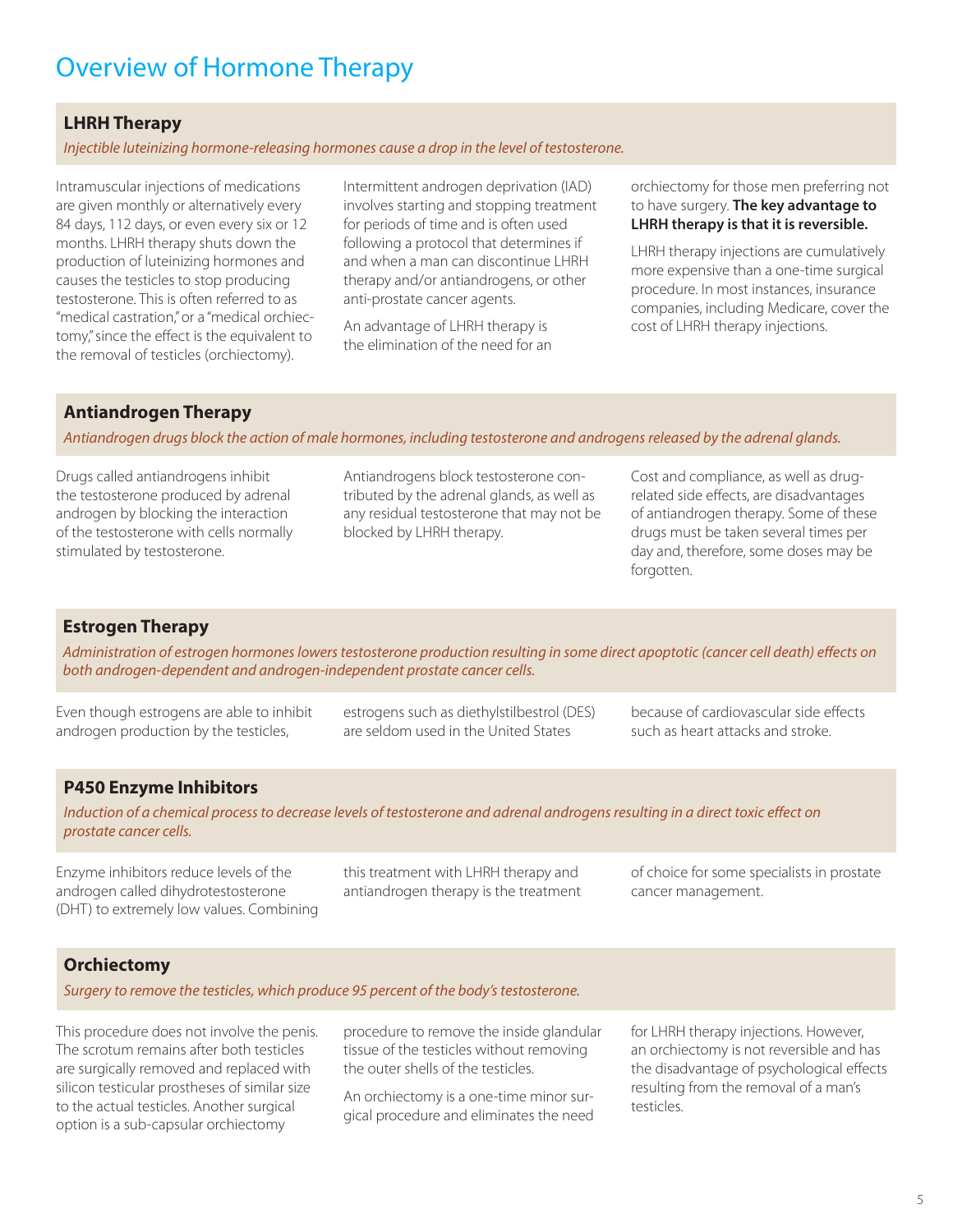# Overview of Hormone Therapy

## LHRH Therapy

*Injectible luteinizing hormone-releasing hormones cause a drop in the level of testosterone.*

Intramuscular injections of medications are given monthly or alternatively every 84 days, 112 days, or even every six or 12 months. LHRH therapy shuts down the production of luteinizing hormones and causes the testicles to stop producing testosterone. This is often referred to as "medical castration," or a "medical orchiectomy," since the effect is the equivalent to the removal of testicles (orchiectomy).

Intermittent androgen deprivation (IAD) involves starting and stopping treatment for periods of time and is often used following a protocol that determines if and when a man can discontinue LHRH therapy and/or antiandrogens, or other anti-prostate cancer agents.

An advantage of LHRH therapy is the elimination of the need for an orchiectomy for those men preferring not to have surgery. **The key advantage to LHRH therapy is that it is reversible.**

LHRH therapy injections are cumulatively more expensive than a one-time surgical procedure. In most instances, insurance companies, including Medicare, cover the cost of LHRH therapy injections.

## Antiandrogen Therapy

*Antiandrogen drugs block the action of male hormones, including testosterone and androgens released by the adrenal glands.*

Drugs called antiandrogens inhibit the testosterone produced by adrenal androgen by blocking the interaction of the testosterone with cells normally stimulated by testosterone.

Antiandrogens block testosterone contributed by the adrenal glands, as well as any residual testosterone that may not be blocked by LHRH therapy.

Cost and compliance, as well as drug-related side effects, are disadvantages of antiandrogen therapy. Some of these drugs must be taken several times per day and, therefore, some doses may be forgotten.

## Estrogen Therapy

*Administration of estrogen hormones lowers testosterone production resulting in some direct apoptotic (cancer cell death) effects on both androgen-dependent and androgen-independent prostate cancer cells.*

Even though estrogens are able to inhibit androgen production by the testicles, estrogens such as diethylstilbestrol (DES) are seldom used in the United States because of cardiovascular side effects such as heart attacks and stroke.

## P450 Enzyme Inhibitors

*Induction of a chemical process to decrease levels of testosterone and adrenal androgens resulting in a direct toxic effect on prostate cancer cells.*

Enzyme inhibitors reduce levels of the androgen called dihydrotestosterone (DHT) to extremely low values. Combining this treatment with LHRH therapy and antiandrogen therapy is the treatment of choice for some specialists in prostate cancer management.

## Orchiectomy

*Surgery to remove the testicles, which produce 95 percent of the body's testosterone.*

This procedure does not involve the penis. The scrotum remains after both testicles are surgically removed and replaced with silicon testicular prostheses of similar size to the actual testicles. Another surgical option is a sub-capsular orchiectomy procedure to remove the inside glandular tissue of the testicles without removing the outer shells of the testicles.

An orchiectomy is a one-time minor surgical procedure and eliminates the need for LHRH therapy injections. However, an orchiectomy is not reversible and has the disadvantage of psychological effects resulting from the removal of a man's testicles.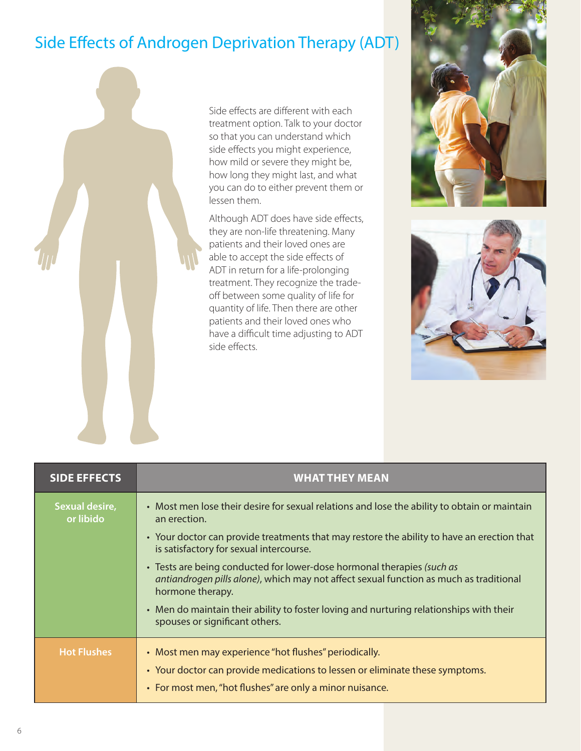# Side Effects of Androgen Deprivation Therapy (ADT)

Side effects are different with each treatment option. Talk to your doctor so that you can understand which side effects you might experience, how mild or severe they might be, how long they might last, and what you can do to either prevent them or lessen them.

Although ADT does have side effects, they are non-life threatening. Many patients and their loved ones are able to accept the side effects of ADT in return for a life-prolonging treatment. They recognize the trade-off between some quality of life for quantity of life. Then there are other patients and their loved ones who have a difficult time adjusting to ADT side effects.

| SIDE EFFECTS | WHAT THEY MEAN |
|---|---|
| Sexual desire, or libido | • Most men lose their desire for sexual relations and lose the ability to obtain or maintain an erection.<br>• Your doctor can provide treatments that may restore the ability to have an erection that is satisfactory for sexual intercourse.<br>• Tests are being conducted for lower-dose hormonal therapies *(such as antiandrogen pills alone)*, which may not affect sexual function as much as traditional hormone therapy.<br>• Men do maintain their ability to foster loving and nurturing relationships with their spouses or significant others. |
| Hot Flushes | • Most men may experience "hot flushes" periodically.<br>• Your doctor can provide medications to lessen or eliminate these symptoms.<br>• For most men, "hot flushes" are only a minor nuisance. |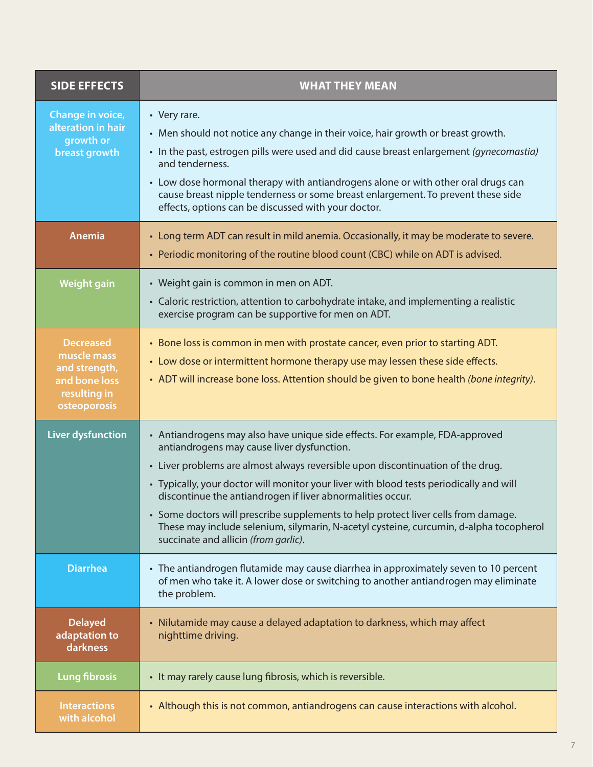| SIDE EFFECTS | WHAT THEY MEAN |
|---|---|
| **Change in voice, alteration in hair growth or breast growth** | • Very rare.<br>• Men should not notice any change in their voice, hair growth or breast growth.<br>• In the past, estrogen pills were used and did cause breast enlargement *(gynecomastia)* and tenderness.<br>• Low dose hormonal therapy with antiandrogens alone or with other oral drugs can cause breast nipple tenderness or some breast enlargement. To prevent these side effects, options can be discussed with your doctor. |
| **Anemia** | • Long term ADT can result in mild anemia. Occasionally, it may be moderate to severe.<br>• Periodic monitoring of the routine blood count (CBC) while on ADT is advised. |
| **Weight gain** | • Weight gain is common in men on ADT.<br>• Caloric restriction, attention to carbohydrate intake, and implementing a realistic exercise program can be supportive for men on ADT. |
| **Decreased muscle mass and strength, and bone loss resulting in osteoporosis** | • Bone loss is common in men with prostate cancer, even prior to starting ADT.<br>• Low dose or intermittent hormone therapy use may lessen these side effects.<br>• ADT will increase bone loss. Attention should be given to bone health *(bone integrity)*. |
| **Liver dysfunction** | • Antiandrogens may also have unique side effects. For example, FDA-approved antiandrogens may cause liver dysfunction.<br>• Liver problems are almost always reversible upon discontinuation of the drug.<br>• Typically, your doctor will monitor your liver with blood tests periodically and will discontinue the antiandrogen if liver abnormalities occur.<br>• Some doctors will prescribe supplements to help protect liver cells from damage. These may include selenium, silymarin, N-acetyl cysteine, curcumin, d-alpha tocopherol succinate and allicin *(from garlic)*. |
| **Diarrhea** | • The antiandrogen flutamide may cause diarrhea in approximately seven to 10 percent of men who take it. A lower dose or switching to another antiandrogen may eliminate the problem. |
| **Delayed adaptation to darkness** | • Nilutamide may cause a delayed adaptation to darkness, which may affect nighttime driving. |
| **Lung fibrosis** | • It may rarely cause lung fibrosis, which is reversible. |
| **Interactions with alcohol** | • Although this is not common, antiandrogens can cause interactions with alcohol. |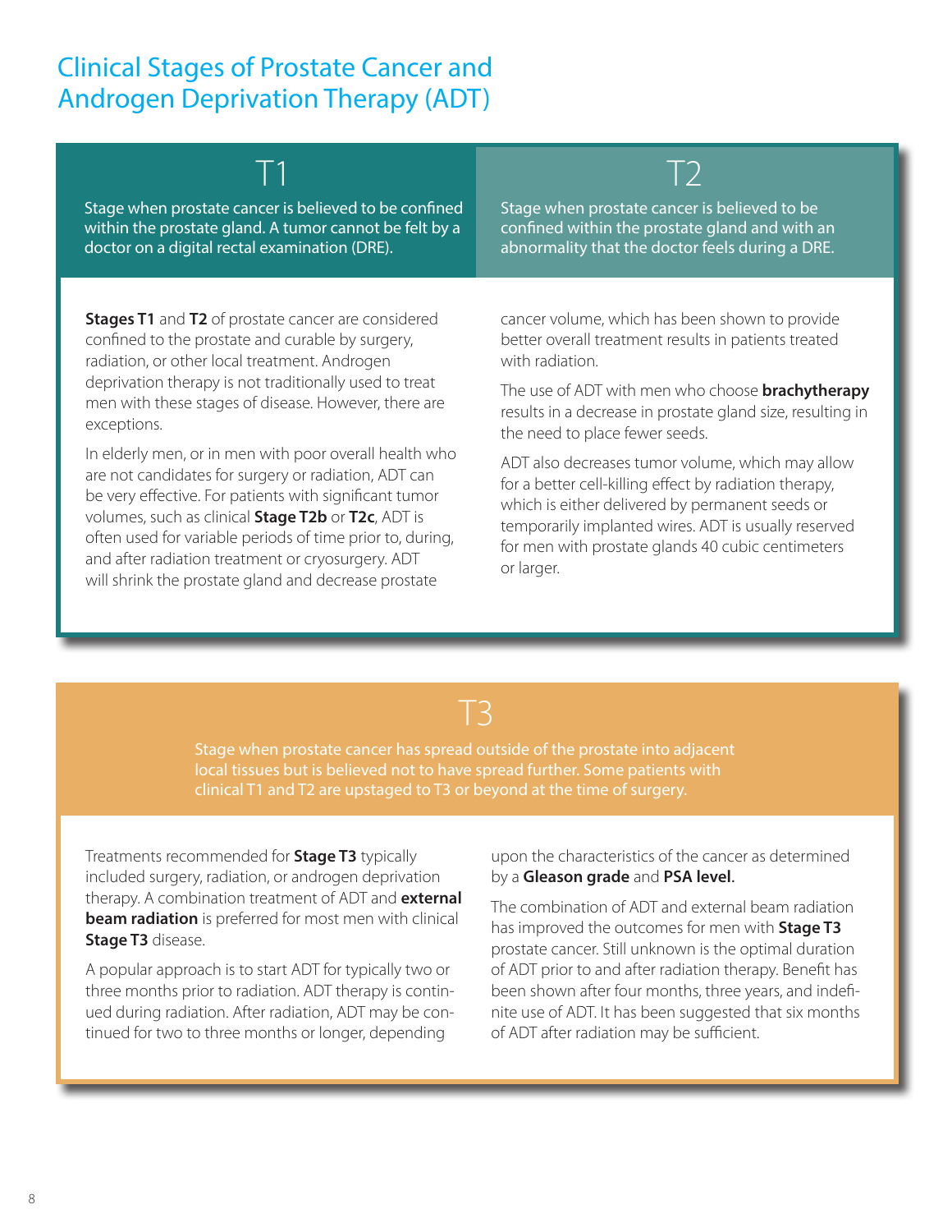# Clinical Stages of Prostate Cancer and Androgen Deprivation Therapy (ADT)

## T1

Stage when prostate cancer is believed to be confined within the prostate gland. A tumor cannot be felt by a doctor on a digital rectal examination (DRE).

## T2

Stage when prostate cancer is believed to be confined within the prostate gland and with an abnormality that the doctor feels during a DRE.

**Stages T1** and **T2** of prostate cancer are considered confined to the prostate and curable by surgery, radiation, or other local treatment. Androgen deprivation therapy is not traditionally used to treat men with these stages of disease. However, there are exceptions.

In elderly men, or in men with poor overall health who are not candidates for surgery or radiation, ADT can be very effective. For patients with significant tumor volumes, such as clinical **Stage T2b** or **T2c**, ADT is often used for variable periods of time prior to, during, and after radiation treatment or cryosurgery. ADT will shrink the prostate gland and decrease prostate cancer volume, which has been shown to provide better overall treatment results in patients treated with radiation.

The use of ADT with men who choose **brachytherapy** results in a decrease in prostate gland size, resulting in the need to place fewer seeds.

ADT also decreases tumor volume, which may allow for a better cell-killing effect by radiation therapy, which is either delivered by permanent seeds or temporarily implanted wires. ADT is usually reserved for men with prostate glands 40 cubic centimeters or larger.

## T3

Stage when prostate cancer has spread outside of the prostate into adjacent local tissues but is believed not to have spread further. Some patients with clinical T1 and T2 are upstaged to T3 or beyond at the time of surgery.

Treatments recommended for **Stage T3** typically included surgery, radiation, or androgen deprivation therapy. A combination treatment of ADT and **external beam radiation** is preferred for most men with clinical **Stage T3** disease.

A popular approach is to start ADT for typically two or three months prior to radiation. ADT therapy is continued during radiation. After radiation, ADT may be continued for two to three months or longer, depending upon the characteristics of the cancer as determined by a **Gleason grade** and **PSA level.**

The combination of ADT and external beam radiation has improved the outcomes for men with **Stage T3** prostate cancer. Still unknown is the optimal duration of ADT prior to and after radiation therapy. Benefit has been shown after four months, three years, and indefinite use of ADT. It has been suggested that six months of ADT after radiation may be sufficient.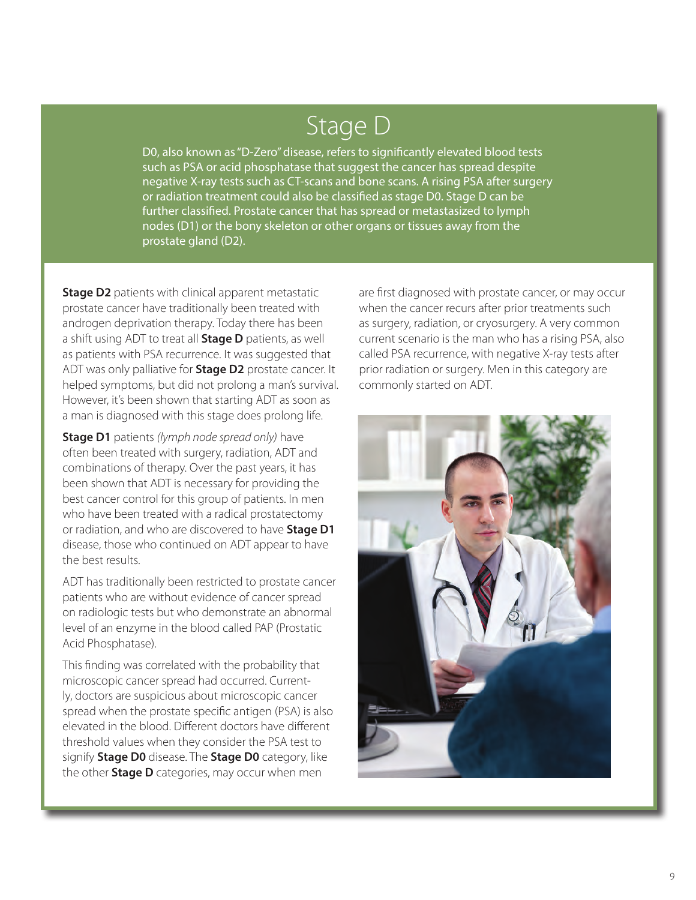# Stage D

D0, also known as "D-Zero" disease, refers to significantly elevated blood tests such as PSA or acid phosphatase that suggest the cancer has spread despite negative X-ray tests such as CT-scans and bone scans. A rising PSA after surgery or radiation treatment could also be classified as stage D0. Stage D can be further classified. Prostate cancer that has spread or metastasized to lymph nodes (D1) or the bony skeleton or other organs or tissues away from the prostate gland (D2).

**Stage D2** patients with clinical apparent metastatic prostate cancer have traditionally been treated with androgen deprivation therapy. Today there has been a shift using ADT to treat all **Stage D** patients, as well as patients with PSA recurrence. It was suggested that ADT was only palliative for **Stage D2** prostate cancer. It helped symptoms, but did not prolong a man's survival. However, it's been shown that starting ADT as soon as a man is diagnosed with this stage does prolong life.

**Stage D1** patients *(lymph node spread only)* have often been treated with surgery, radiation, ADT and combinations of therapy. Over the past years, it has been shown that ADT is necessary for providing the best cancer control for this group of patients. In men who have been treated with a radical prostatectomy or radiation, and who are discovered to have **Stage D1** disease, those who continued on ADT appear to have the best results.

ADT has traditionally been restricted to prostate cancer patients who are without evidence of cancer spread on radiologic tests but who demonstrate an abnormal level of an enzyme in the blood called PAP (Prostatic Acid Phosphatase).

This finding was correlated with the probability that microscopic cancer spread had occurred. Currently, doctors are suspicious about microscopic cancer spread when the prostate specific antigen (PSA) is also elevated in the blood. Different doctors have different threshold values when they consider the PSA test to signify **Stage D0** disease. The **Stage D0** category, like the other **Stage D** categories, may occur when men are first diagnosed with prostate cancer, or may occur when the cancer recurs after prior treatments such as surgery, radiation, or cryosurgery. A very common current scenario is the man who has a rising PSA, also called PSA recurrence, with negative X-ray tests after prior radiation or surgery. Men in this category are commonly started on ADT.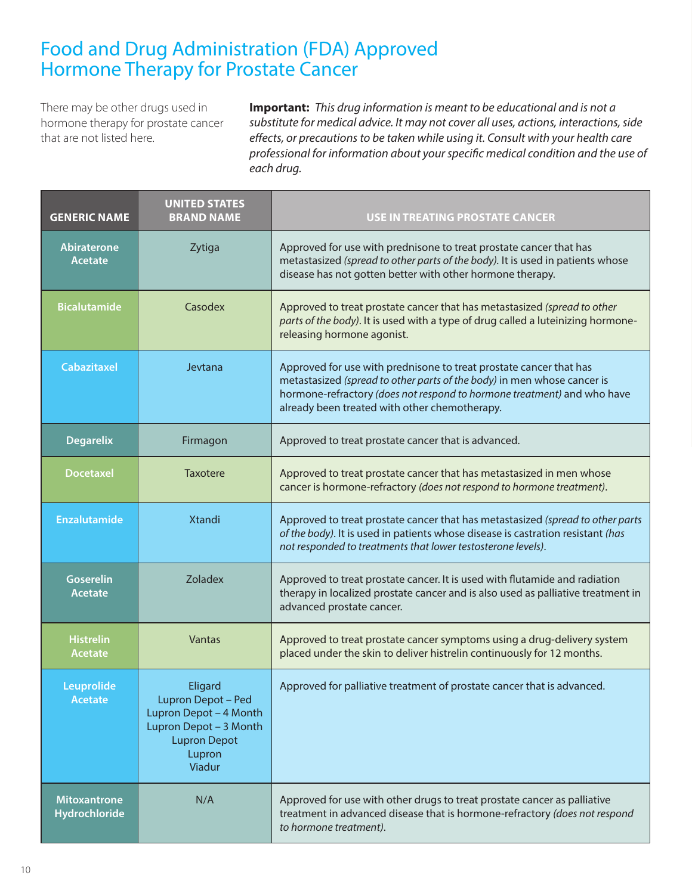# Food and Drug Administration (FDA) Approved Hormone Therapy for Prostate Cancer

There may be other drugs used in hormone therapy for prostate cancer that are not listed here.

**Important:** *This drug information is meant to be educational and is not a substitute for medical advice. It may not cover all uses, actions, interactions, side effects, or precautions to be taken while using it. Consult with your health care professional for information about your specific medical condition and the use of each drug.*

| GENERIC NAME | UNITED STATES BRAND NAME | USE IN TREATING PROSTATE CANCER |
|---|---|---|
| Abiraterone Acetate | Zytiga | Approved for use with prednisone to treat prostate cancer that has metastasized *(spread to other parts of the body).* It is used in patients whose disease has not gotten better with other hormone therapy. |
| Bicalutamide | Casodex | Approved to treat prostate cancer that has metastasized *(spread to other parts of the body).* It is used with a type of drug called a luteinizing hormone-releasing hormone agonist. |
| Cabazitaxel | Jevtana | Approved for use with prednisone to treat prostate cancer that has metastasized *(spread to other parts of the body)* in men whose cancer is hormone-refractory *(does not respond to hormone treatment)* and who have already been treated with other chemotherapy. |
| Degarelix | Firmagon | Approved to treat prostate cancer that is advanced. |
| Docetaxel | Taxotere | Approved to treat prostate cancer that has metastasized in men whose cancer is hormone-refractory *(does not respond to hormone treatment)*. |
| Enzalutamide | Xtandi | Approved to treat prostate cancer that has metastasized *(spread to other parts of the body)*. It is used in patients whose disease is castration resistant *(has not responded to treatments that lower testosterone levels)*. |
| Goserelin Acetate | Zoladex | Approved to treat prostate cancer. It is used with flutamide and radiation therapy in localized prostate cancer and is also used as palliative treatment in advanced prostate cancer. |
| Histrelin Acetate | Vantas | Approved to treat prostate cancer symptoms using a drug-delivery system placed under the skin to deliver histrelin continuously for 12 months. |
| Leuprolide Acetate | Eligard<br>Lupron Depot – Ped<br>Lupron Depot – 4 Month<br>Lupron Depot – 3 Month<br>Lupron Depot<br>Lupron<br>Viadur | Approved for palliative treatment of prostate cancer that is advanced. |
| Mitoxantrone Hydrochloride | N/A | Approved for use with other drugs to treat prostate cancer as palliative treatment in advanced disease that is hormone-refractory *(does not respond to hormone treatment)*. |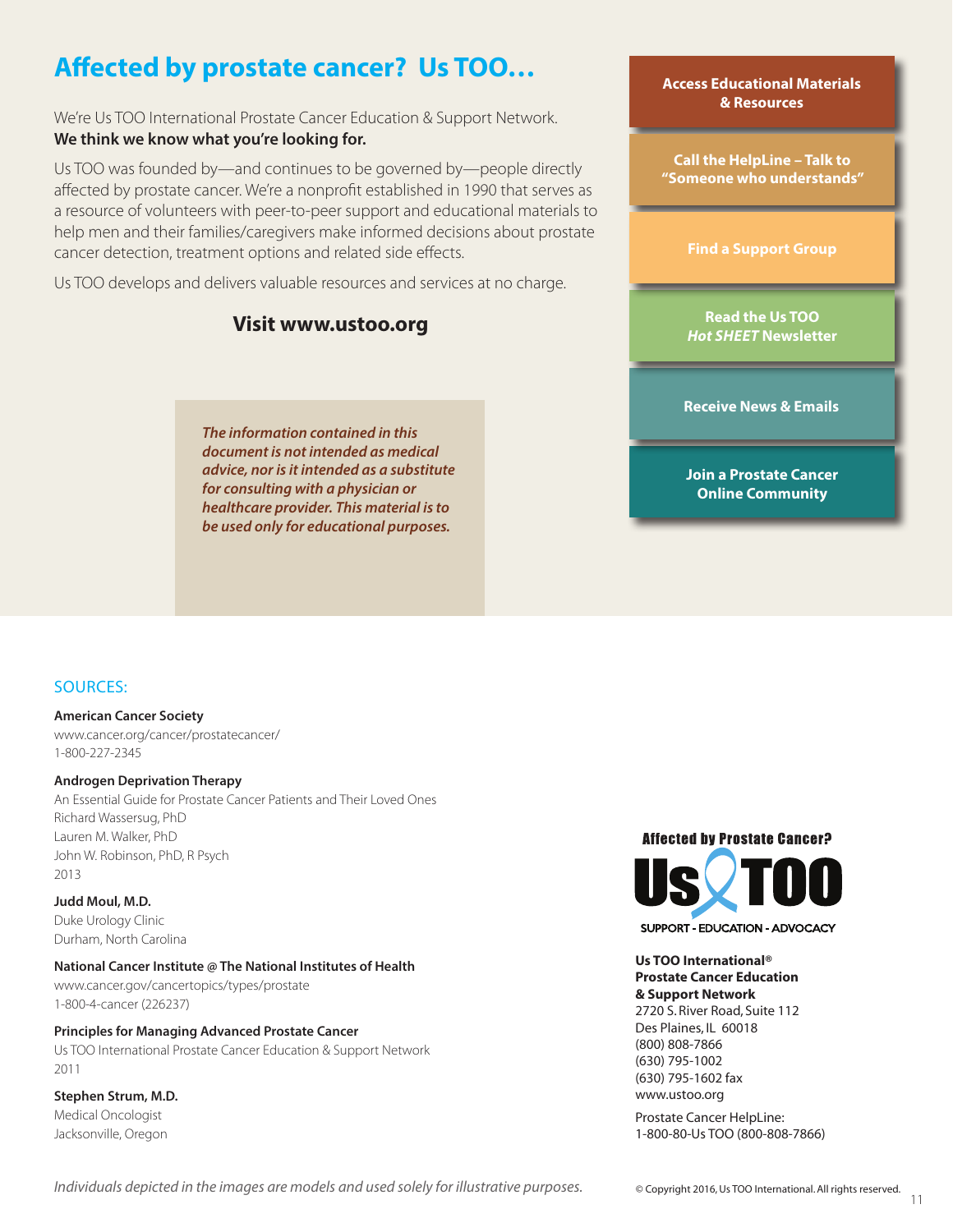# Affected by prostate cancer? Us TOO…

We're Us TOO International Prostate Cancer Education & Support Network.
**We think we know what you're looking for.**

Us TOO was founded by—and continues to be governed by—people directly affected by prostate cancer. We're a nonprofit established in 1990 that serves as a resource of volunteers with peer-to-peer support and educational materials to help men and their families/caregivers make informed decisions about prostate cancer detection, treatment options and related side effects.

Us TOO develops and delivers valuable resources and services at no charge.

**Visit www.ustoo.org**

***The information contained in this document is not intended as medical advice, nor is it intended as a substitute for consulting with a physician or healthcare provider. This material is to be used only for educational purposes.***

- **Access Educational Materials & Resources**
- **Call the HelpLine – Talk to "Someone who understands"**
- **Find a Support Group**
- **Read the Us TOO *Hot SHEET* Newsletter**
- **Receive News & Emails**
- **Join a Prostate Cancer Online Community**

## SOURCES:

**American Cancer Society**
www.cancer.org/cancer/prostatecancer/
1-800-227-2345

**Androgen Deprivation Therapy**
An Essential Guide for Prostate Cancer Patients and Their Loved Ones
Richard Wassersug, PhD
Lauren M. Walker, PhD
John W. Robinson, PhD, R Psych
2013

**Judd Moul, M.D.**
Duke Urology Clinic
Durham, North Carolina

**National Cancer Institute @ The National Institutes of Health**
www.cancer.gov/cancertopics/types/prostate
1-800-4-cancer (226237)

**Principles for Managing Advanced Prostate Cancer**
Us TOO International Prostate Cancer Education & Support Network
2011

**Stephen Strum, M.D.**
Medical Oncologist
Jacksonville, Oregon

Affected by Prostate Cancer?
Us TOO
SUPPORT - EDUCATION - ADVOCACY

**Us TOO International®**
**Prostate Cancer Education**
**& Support Network**
2720 S. River Road, Suite 112
Des Plaines, IL 60018
(800) 808-7866
(630) 795-1002
(630) 795-1602 fax
www.ustoo.org

Prostate Cancer HelpLine:
1-800-80-Us TOO (800-808-7866)

*Individuals depicted in the images are models and used solely for illustrative purposes.*

© Copyright 2016, Us TOO International. All rights reserved.